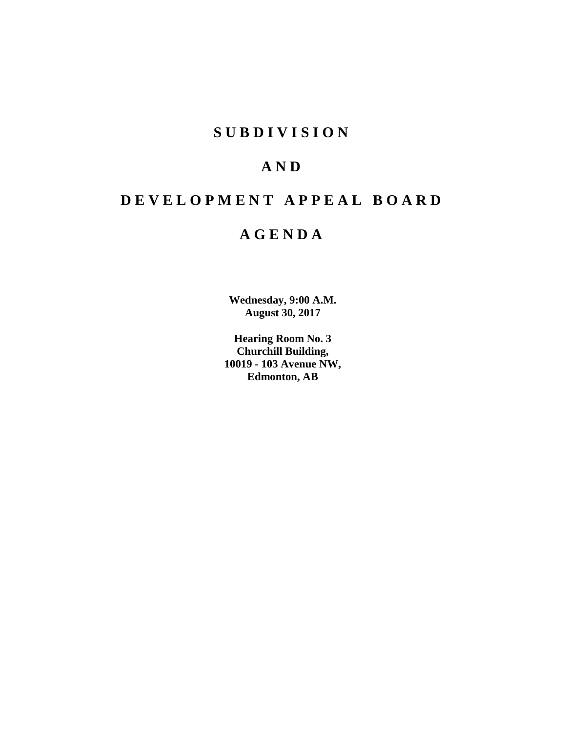# SUBDIVISION

# AND

# DEVELOPMENT APPEAL BOARD

# AGENDA

**Wednesday, 9:00 A.M.**
**August 30, 2017**

**Hearing Room No. 3**
**Churchill Building,**
**10019 - 103 Avenue NW,**
**Edmonton, AB**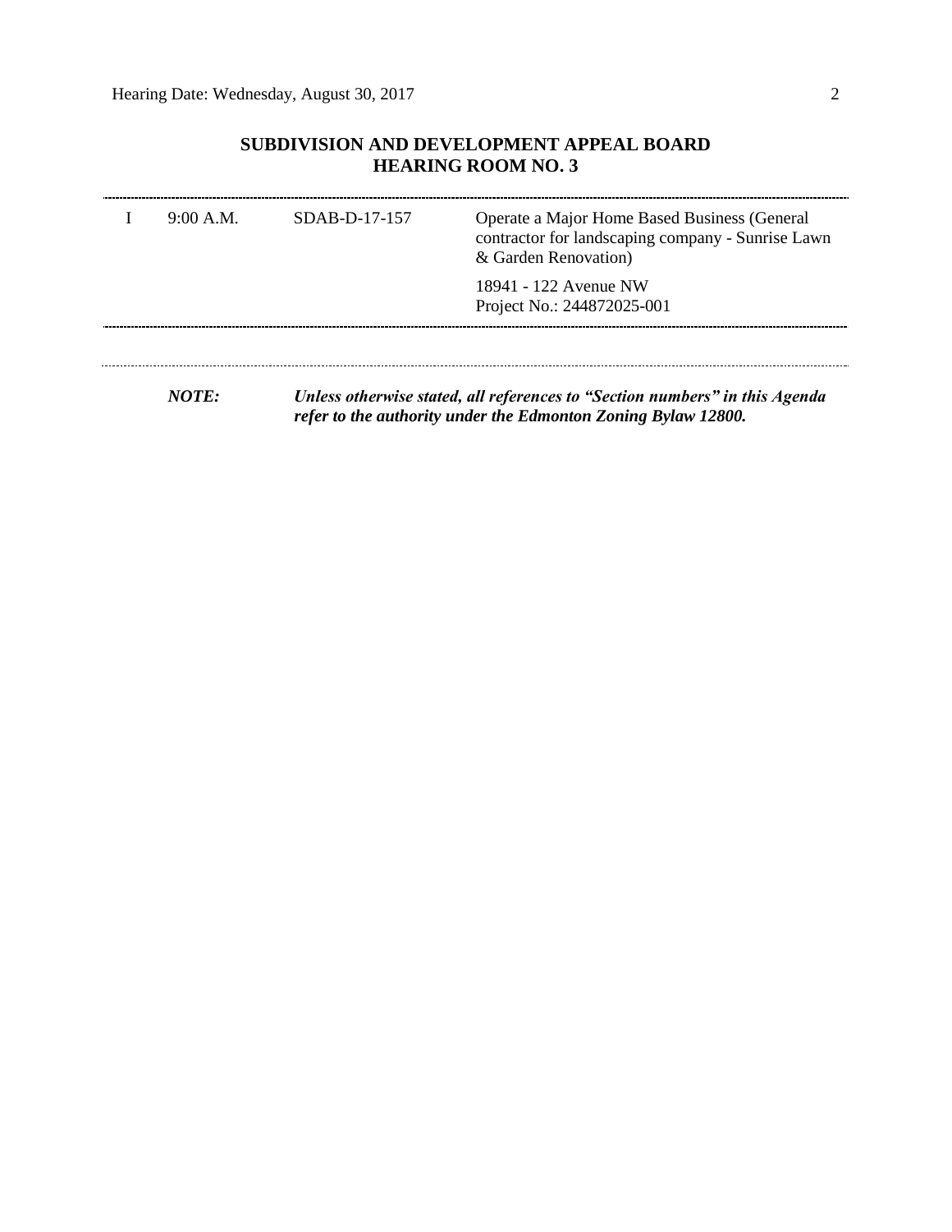## SUBDIVISION AND DEVELOPMENT APPEAL BOARD
## HEARING ROOM NO. 3

| | | | |
|---|---|---|---|
| I | 9:00 A.M. | SDAB-D-17-157 | Operate a Major Home Based Business (General contractor for landscaping company - Sunrise Lawn & Garden Renovation)<br><br>18941 - 122 Avenue NW<br>Project No.: 244872025-001 |

***NOTE:*** ***Unless otherwise stated, all references to "Section numbers" in this Agenda refer to the authority under the Edmonton Zoning Bylaw 12800.***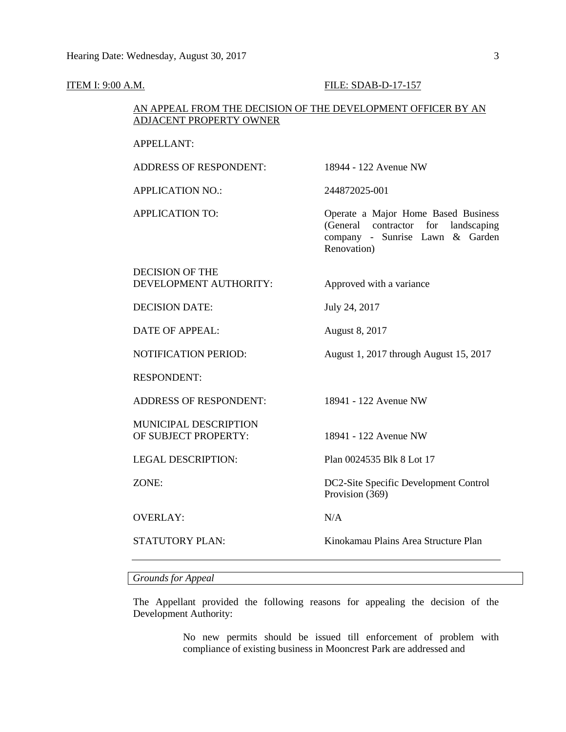ITEM I: 9:00 A.M. FILE: SDAB-D-17-157

AN APPEAL FROM THE DECISION OF THE DEVELOPMENT OFFICER BY AN ADJACENT PROPERTY OWNER

| | |
|---|---|
| APPELLANT: | |
| ADDRESS OF RESPONDENT: | 18944 - 122 Avenue NW |
| APPLICATION NO.: | 244872025-001 |
| APPLICATION TO: | Operate a Major Home Based Business (General contractor for landscaping company - Sunrise Lawn & Garden Renovation) |
| DECISION OF THE DEVELOPMENT AUTHORITY: | Approved with a variance |
| DECISION DATE: | July 24, 2017 |
| DATE OF APPEAL: | August 8, 2017 |
| NOTIFICATION PERIOD: | August 1, 2017 through August 15, 2017 |
| RESPONDENT: | |
| ADDRESS OF RESPONDENT: | 18941 - 122 Avenue NW |
| MUNICIPAL DESCRIPTION OF SUBJECT PROPERTY: | 18941 - 122 Avenue NW |
| LEGAL DESCRIPTION: | Plan 0024535 Blk 8 Lot 17 |
| ZONE: | DC2-Site Specific Development Control Provision (369) |
| OVERLAY: | N/A |
| STATUTORY PLAN: | Kinokamau Plains Area Structure Plan |

---

*Grounds for Appeal*

The Appellant provided the following reasons for appealing the decision of the Development Authority:

> No new permits should be issued till enforcement of problem with compliance of existing business in Mooncrest Park are addressed and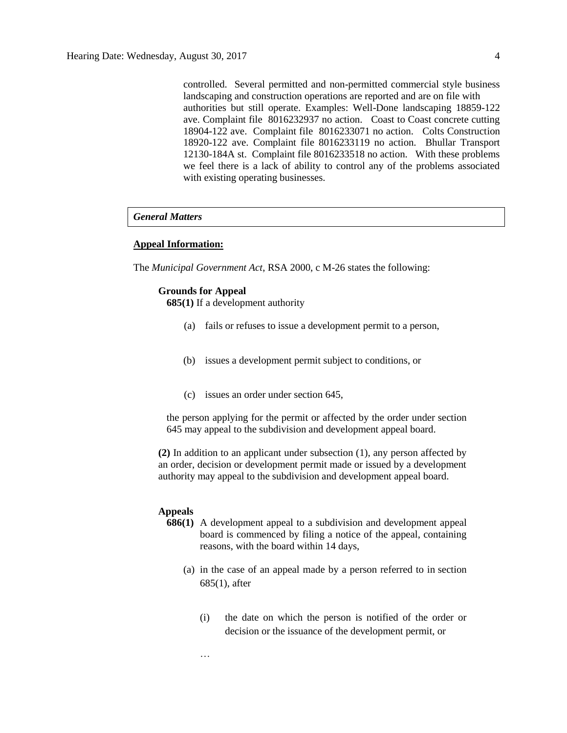controlled. Several permitted and non-permitted commercial style business landscaping and construction operations are reported and are on file with authorities but still operate. Examples: Well-Done landscaping 18859-122 ave. Complaint file 8016232937 no action. Coast to Coast concrete cutting 18904-122 ave. Complaint file 8016233071 no action. Colts Construction 18920-122 ave. Complaint file 8016233119 no action. Bhullar Transport 12130-184A st. Complaint file 8016233518 no action. With these problems we feel there is a lack of ability to control any of the problems associated with existing operating businesses.

### *General Matters*

**Appeal Information:**

The *Municipal Government Act*, RSA 2000, c M-26 states the following:

**Grounds for Appeal**

**685(1)** If a development authority

(a) fails or refuses to issue a development permit to a person,

(b) issues a development permit subject to conditions, or

(c) issues an order under section 645,

the person applying for the permit or affected by the order under section 645 may appeal to the subdivision and development appeal board.

**(2)** In addition to an applicant under subsection (1), any person affected by an order, decision or development permit made or issued by a development authority may appeal to the subdivision and development appeal board.

**Appeals**

**686(1)** A development appeal to a subdivision and development appeal board is commenced by filing a notice of the appeal, containing reasons, with the board within 14 days,

(a) in the case of an appeal made by a person referred to in section 685(1), after

(i) the date on which the person is notified of the order or decision or the issuance of the development permit, or

…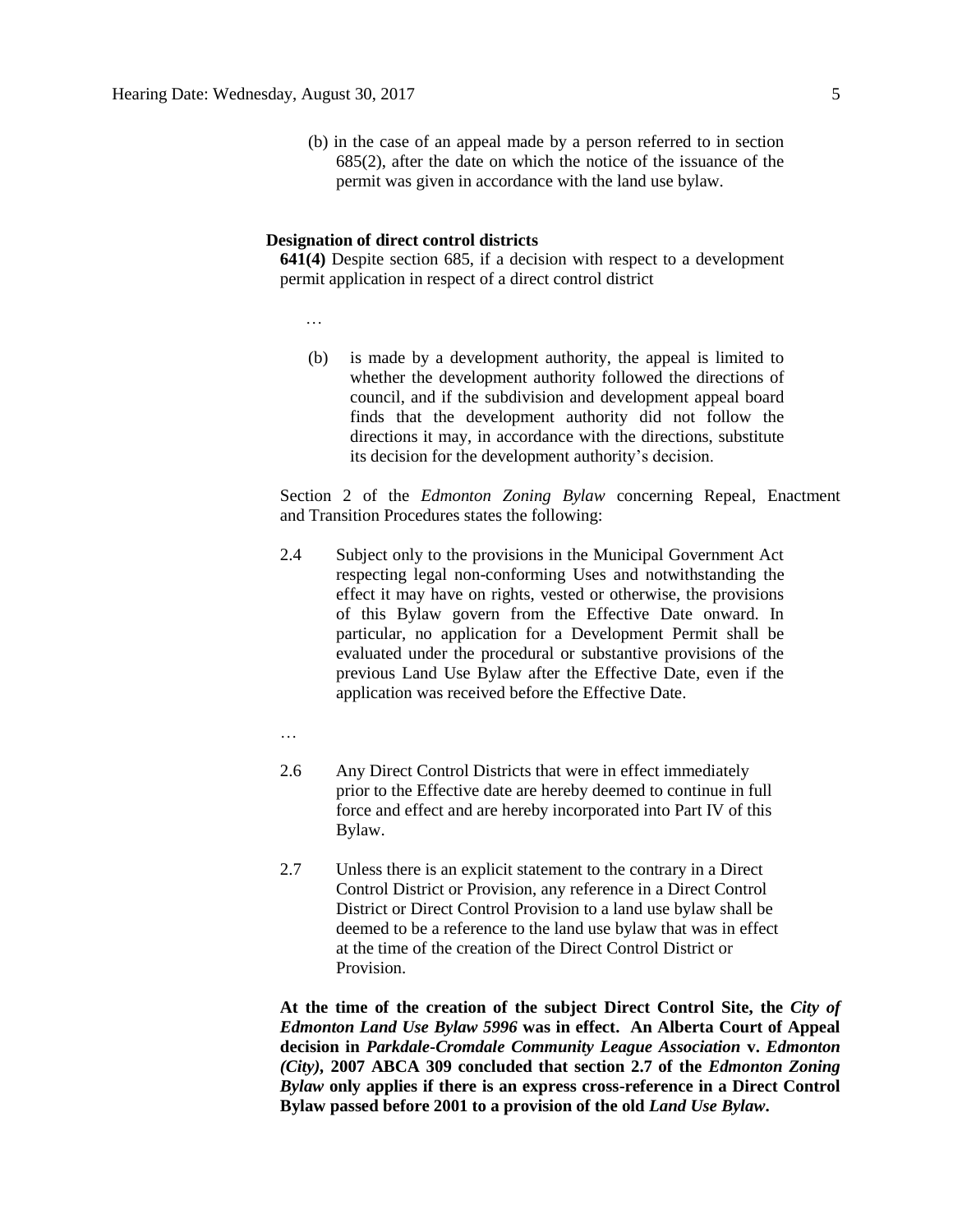(b) in the case of an appeal made by a person referred to in section 685(2), after the date on which the notice of the issuance of the permit was given in accordance with the land use bylaw.

**Designation of direct control districts**

**641(4)** Despite section 685, if a decision with respect to a development permit application in respect of a direct control district

…

(b) is made by a development authority, the appeal is limited to whether the development authority followed the directions of council, and if the subdivision and development appeal board finds that the development authority did not follow the directions it may, in accordance with the directions, substitute its decision for the development authority's decision.

Section 2 of the *Edmonton Zoning Bylaw* concerning Repeal, Enactment and Transition Procedures states the following:

2.4 Subject only to the provisions in the Municipal Government Act respecting legal non-conforming Uses and notwithstanding the effect it may have on rights, vested or otherwise, the provisions of this Bylaw govern from the Effective Date onward. In particular, no application for a Development Permit shall be evaluated under the procedural or substantive provisions of the previous Land Use Bylaw after the Effective Date, even if the application was received before the Effective Date.

…

2.6 Any Direct Control Districts that were in effect immediately prior to the Effective date are hereby deemed to continue in full force and effect and are hereby incorporated into Part IV of this Bylaw.

2.7 Unless there is an explicit statement to the contrary in a Direct Control District or Provision, any reference in a Direct Control District or Direct Control Provision to a land use bylaw shall be deemed to be a reference to the land use bylaw that was in effect at the time of the creation of the Direct Control District or Provision.

**At the time of the creation of the subject Direct Control Site, the *City of Edmonton Land Use Bylaw 5996* was in effect. An Alberta Court of Appeal decision in *Parkdale-Cromdale Community League Association* v. *Edmonton (City)*, 2007 ABCA 309 concluded that section 2.7 of the *Edmonton Zoning Bylaw* only applies if there is an express cross-reference in a Direct Control Bylaw passed before 2001 to a provision of the old *Land Use Bylaw*.**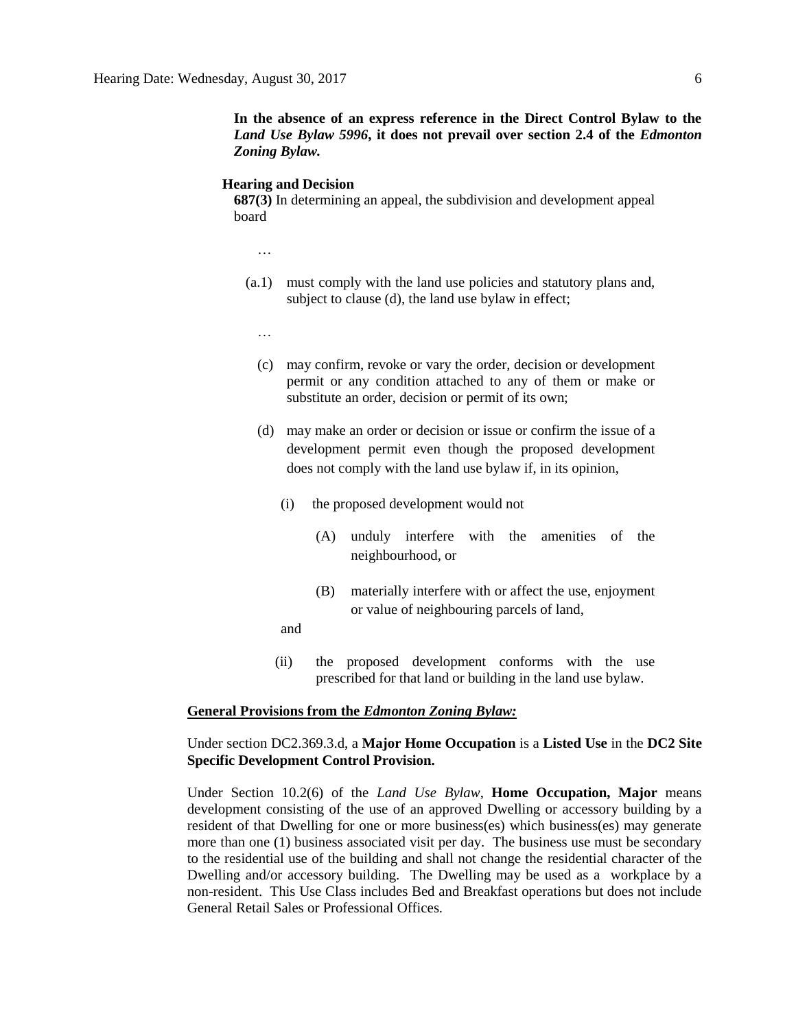**In the absence of an express reference in the Direct Control Bylaw to the *Land Use Bylaw 5996*, it does not prevail over section 2.4 of the *Edmonton Zoning Bylaw.***

**Hearing and Decision**

**687(3)** In determining an appeal, the subdivision and development appeal board

…

(a.1) must comply with the land use policies and statutory plans and, subject to clause (d), the land use bylaw in effect;

…

(c) may confirm, revoke or vary the order, decision or development permit or any condition attached to any of them or make or substitute an order, decision or permit of its own;

(d) may make an order or decision or issue or confirm the issue of a development permit even though the proposed development does not comply with the land use bylaw if, in its opinion,

(i) the proposed development would not

(A) unduly interfere with the amenities of the neighbourhood, or

(B) materially interfere with or affect the use, enjoyment or value of neighbouring parcels of land,

and

(ii) the proposed development conforms with the use prescribed for that land or building in the land use bylaw.

**General Provisions from the *Edmonton Zoning Bylaw:***

Under section DC2.369.3.d, a **Major Home Occupation** is a **Listed Use** in the **DC2 Site Specific Development Control Provision.**

Under Section 10.2(6) of the *Land Use Bylaw*, **Home Occupation, Major** means development consisting of the use of an approved Dwelling or accessory building by a resident of that Dwelling for one or more business(es) which business(es) may generate more than one (1) business associated visit per day. The business use must be secondary to the residential use of the building and shall not change the residential character of the Dwelling and/or accessory building. The Dwelling may be used as a workplace by a non-resident. This Use Class includes Bed and Breakfast operations but does not include General Retail Sales or Professional Offices.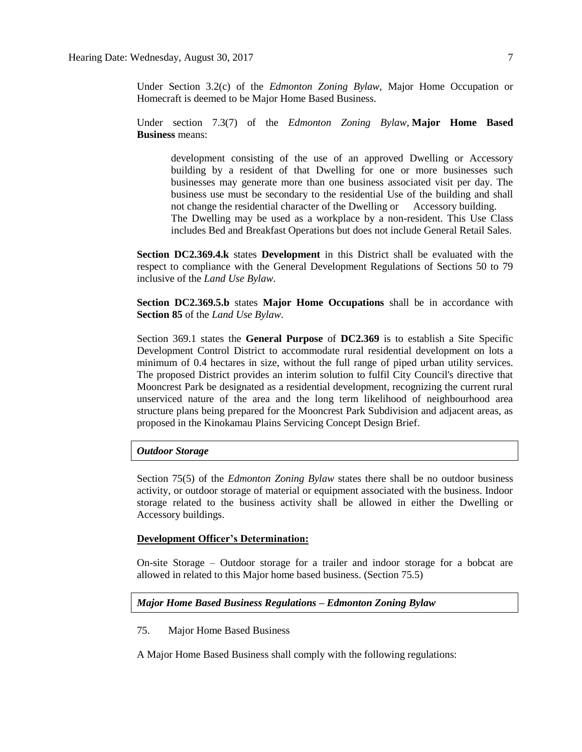Under Section 3.2(c) of the *Edmonton Zoning Bylaw*, Major Home Occupation or Homecraft is deemed to be Major Home Based Business.

Under section 7.3(7) of the *Edmonton Zoning Bylaw*, **Major Home Based Business** means:

> development consisting of the use of an approved Dwelling or Accessory building by a resident of that Dwelling for one or more businesses such businesses may generate more than one business associated visit per day. The business use must be secondary to the residential Use of the building and shall not change the residential character of the Dwelling or Accessory building. The Dwelling may be used as a workplace by a non-resident. This Use Class includes Bed and Breakfast Operations but does not include General Retail Sales.

**Section DC2.369.4.k** states **Development** in this District shall be evaluated with the respect to compliance with the General Development Regulations of Sections 50 to 79 inclusive of the *Land Use Bylaw*.

**Section DC2.369.5.b** states **Major Home Occupations** shall be in accordance with **Section 85** of the *Land Use Bylaw*.

Section 369.1 states the **General Purpose** of **DC2.369** is to establish a Site Specific Development Control District to accommodate rural residential development on lots a minimum of 0.4 hectares in size, without the full range of piped urban utility services. The proposed District provides an interim solution to fulfil City Council's directive that Mooncrest Park be designated as a residential development, recognizing the current rural unserviced nature of the area and the long term likelihood of neighbourhood area structure plans being prepared for the Mooncrest Park Subdivision and adjacent areas, as proposed in the Kinokamau Plains Servicing Concept Design Brief.

***Outdoor Storage***

Section 75(5) of the *Edmonton Zoning Bylaw* states there shall be no outdoor business activity, or outdoor storage of material or equipment associated with the business. Indoor storage related to the business activity shall be allowed in either the Dwelling or Accessory buildings.

**Development Officer's Determination:**

On-site Storage – Outdoor storage for a trailer and indoor storage for a bobcat are allowed in related to this Major home based business. (Section 75.5)

***Major Home Based Business Regulations – Edmonton Zoning Bylaw***

75. Major Home Based Business

A Major Home Based Business shall comply with the following regulations: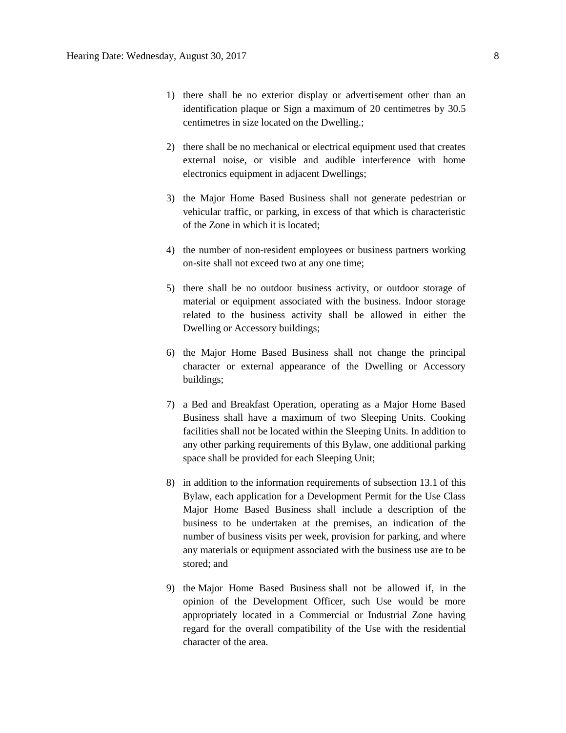1) there shall be no exterior display or advertisement other than an identification plaque or Sign a maximum of 20 centimetres by 30.5 centimetres in size located on the Dwelling.;

2) there shall be no mechanical or electrical equipment used that creates external noise, or visible and audible interference with home electronics equipment in adjacent Dwellings;

3) the Major Home Based Business shall not generate pedestrian or vehicular traffic, or parking, in excess of that which is characteristic of the Zone in which it is located;

4) the number of non-resident employees or business partners working on-site shall not exceed two at any one time;

5) there shall be no outdoor business activity, or outdoor storage of material or equipment associated with the business. Indoor storage related to the business activity shall be allowed in either the Dwelling or Accessory buildings;

6) the Major Home Based Business shall not change the principal character or external appearance of the Dwelling or Accessory buildings;

7) a Bed and Breakfast Operation, operating as a Major Home Based Business shall have a maximum of two Sleeping Units. Cooking facilities shall not be located within the Sleeping Units. In addition to any other parking requirements of this Bylaw, one additional parking space shall be provided for each Sleeping Unit;

8) in addition to the information requirements of subsection 13.1 of this Bylaw, each application for a Development Permit for the Use Class Major Home Based Business shall include a description of the business to be undertaken at the premises, an indication of the number of business visits per week, provision for parking, and where any materials or equipment associated with the business use are to be stored; and

9) the Major Home Based Business shall not be allowed if, in the opinion of the Development Officer, such Use would be more appropriately located in a Commercial or Industrial Zone having regard for the overall compatibility of the Use with the residential character of the area.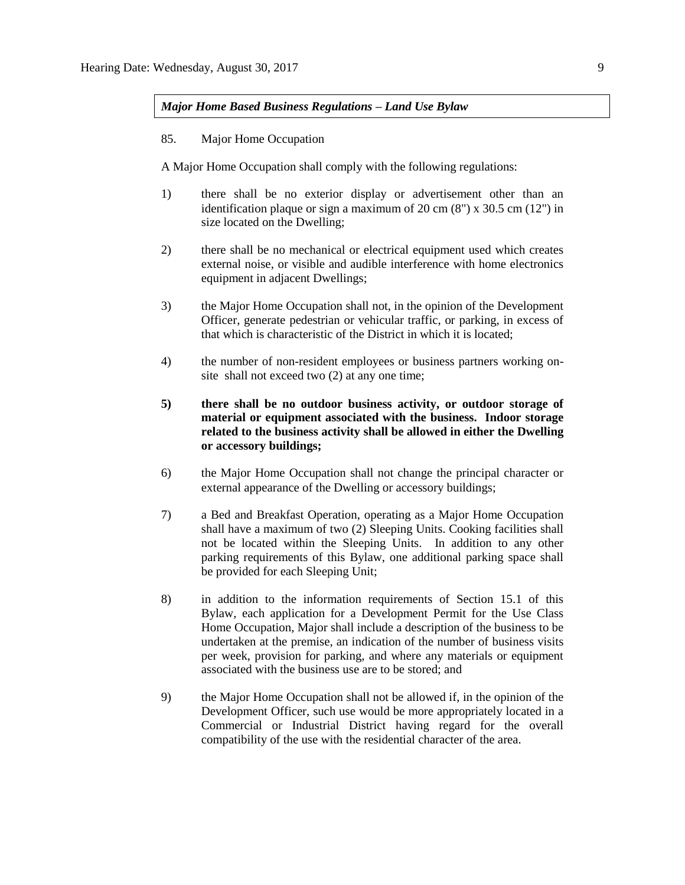***Major Home Based Business Regulations – Land Use Bylaw***

85. Major Home Occupation

A Major Home Occupation shall comply with the following regulations:

1) there shall be no exterior display or advertisement other than an identification plaque or sign a maximum of 20 cm (8") x 30.5 cm (12") in size located on the Dwelling;

2) there shall be no mechanical or electrical equipment used which creates external noise, or visible and audible interference with home electronics equipment in adjacent Dwellings;

3) the Major Home Occupation shall not, in the opinion of the Development Officer, generate pedestrian or vehicular traffic, or parking, in excess of that which is characteristic of the District in which it is located;

4) the number of non-resident employees or business partners working on-site shall not exceed two (2) at any one time;

**5) there shall be no outdoor business activity, or outdoor storage of material or equipment associated with the business. Indoor storage related to the business activity shall be allowed in either the Dwelling or accessory buildings;**

6) the Major Home Occupation shall not change the principal character or external appearance of the Dwelling or accessory buildings;

7) a Bed and Breakfast Operation, operating as a Major Home Occupation shall have a maximum of two (2) Sleeping Units. Cooking facilities shall not be located within the Sleeping Units. In addition to any other parking requirements of this Bylaw, one additional parking space shall be provided for each Sleeping Unit;

8) in addition to the information requirements of Section 15.1 of this Bylaw, each application for a Development Permit for the Use Class Home Occupation, Major shall include a description of the business to be undertaken at the premise, an indication of the number of business visits per week, provision for parking, and where any materials or equipment associated with the business use are to be stored; and

9) the Major Home Occupation shall not be allowed if, in the opinion of the Development Officer, such use would be more appropriately located in a Commercial or Industrial District having regard for the overall compatibility of the use with the residential character of the area.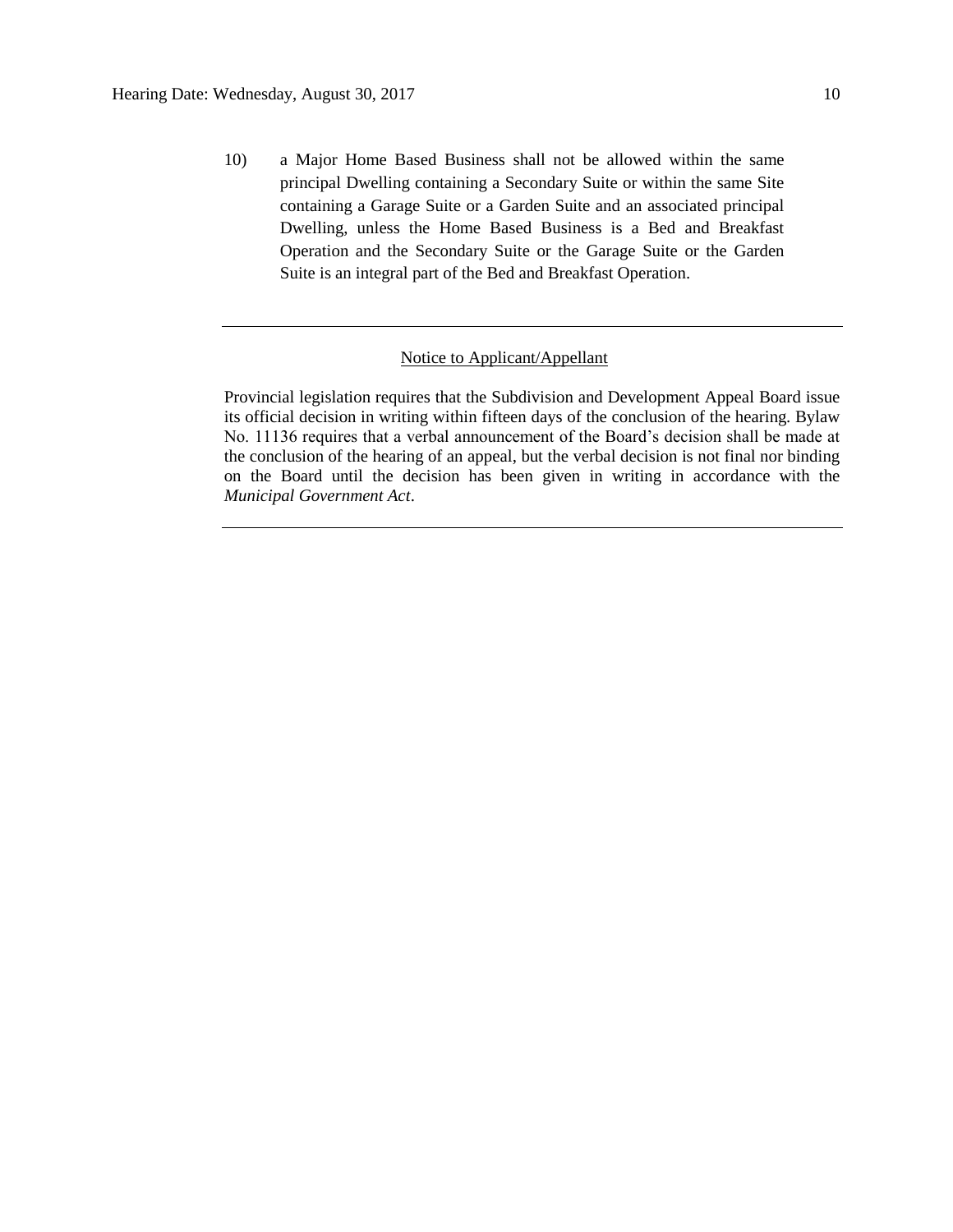10) a Major Home Based Business shall not be allowed within the same principal Dwelling containing a Secondary Suite or within the same Site containing a Garage Suite or a Garden Suite and an associated principal Dwelling, unless the Home Based Business is a Bed and Breakfast Operation and the Secondary Suite or the Garage Suite or the Garden Suite is an integral part of the Bed and Breakfast Operation.

---

Notice to Applicant/Appellant

Provincial legislation requires that the Subdivision and Development Appeal Board issue its official decision in writing within fifteen days of the conclusion of the hearing. Bylaw No. 11136 requires that a verbal announcement of the Board's decision shall be made at the conclusion of the hearing of an appeal, but the verbal decision is not final nor binding on the Board until the decision has been given in writing in accordance with the *Municipal Government Act*.

---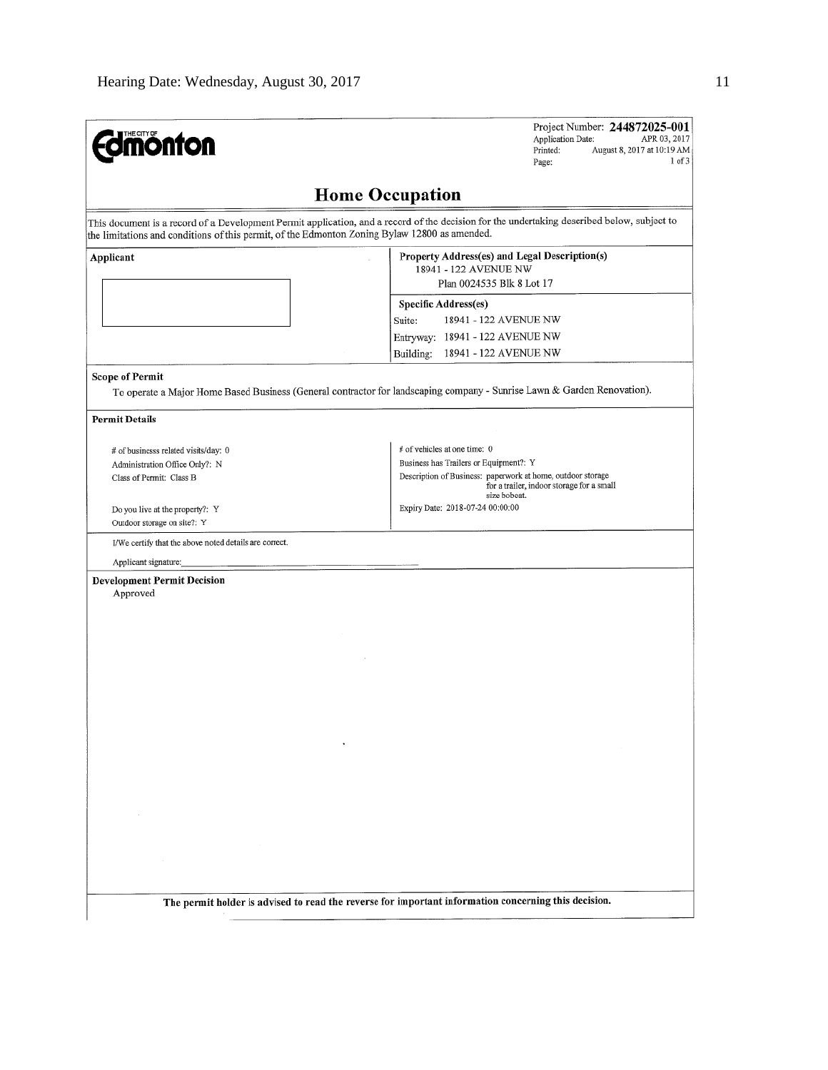THE CITY OF Edmonton

Project Number: **244872025-001**
Application Date: APR 03, 2017
Printed: August 8, 2017 at 10:19 AM
Page: 1 of 3

# Home Occupation

This document is a record of a Development Permit application, and a record of the decision for the undertaking described below, subject to the limitations and conditions of this permit, of the Edmonton Zoning Bylaw 12800 as amended.

| Applicant | Property Address(es) and Legal Description(s) |
|---|---|
| | 18941 - 122 AVENUE NW<br>Plan 0024535 Blk 8 Lot 17 |
| | **Specific Address(es)**<br>Suite: 18941 - 122 AVENUE NW<br>Entryway: 18941 - 122 AVENUE NW<br>Building: 18941 - 122 AVENUE NW |

**Scope of Permit**

To operate a Major Home Based Business (General contractor for landscaping company - Sunrise Lawn & Garden Renovation).

**Permit Details**

| | |
|---|---|
| # of businesss related visits/day: 0 | # of vehicles at one time: 0 |
| Administration Office Only?: N | Business has Trailers or Equipment?: Y |
| Class of Permit: Class B | Description of Business: paperwork at home, outdoor storage for a trailer, indoor storage for a small size bobcat. |
| Do you live at the property?: Y | Expiry Date: 2018-07-24 00:00:00 |
| Outdoor storage on site?: Y | |

I/We certify that the above noted details are correct.

Applicant signature:\_\_\_\_\_\_\_\_\_\_\_\_\_\_\_\_\_\_\_\_\_\_\_\_\_\_\_\_\_\_\_\_\_\_\_\_

**Development Permit Decision**

Approved

**The permit holder is advised to read the reverse for important information concerning this decision.**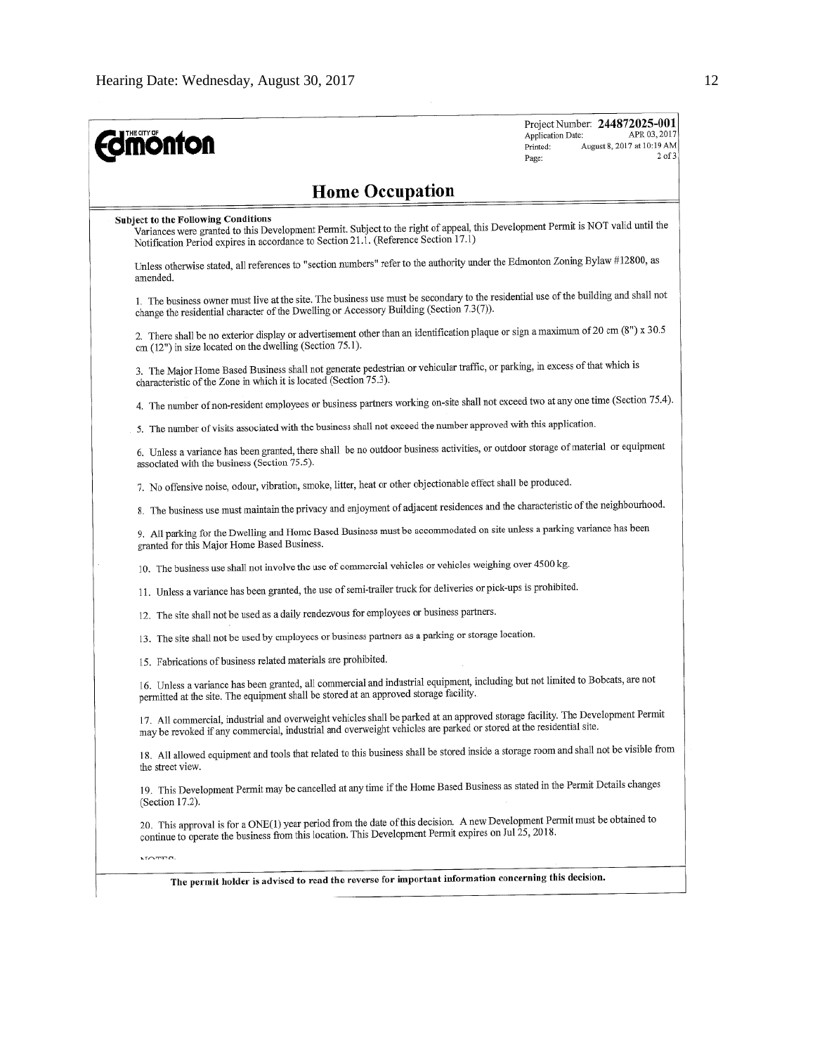**Edmonton** (THE CITY OF)

Project Number: **244872025-001**
Application Date: APR 03, 2017
Printed: August 8, 2017 at 10:19 AM
Page: 2 of 3

# Home Occupation

**Subject to the Following Conditions**

Variances were granted to this Development Permit. Subject to the right of appeal, this Development Permit is NOT valid until the Notification Period expires in accordance to Section 21.1. (Reference Section 17.1)

Unless otherwise stated, all references to "section numbers" refer to the authority under the Edmonton Zoning Bylaw #12800, as amended.

1. The business owner must live at the site. The business use must be secondary to the residential use of the building and shall not change the residential character of the Dwelling or Accessory Building (Section 7.3(7)).

2. There shall be no exterior display or advertisement other than an identification plaque or sign a maximum of 20 cm (8") x 30.5 cm (12") in size located on the dwelling (Section 75.1).

3. The Major Home Based Business shall not generate pedestrian or vehicular traffic, or parking, in excess of that which is characteristic of the Zone in which it is located (Section 75.3).

4. The number of non-resident employees or business partners working on-site shall not exceed two at any one time (Section 75.4).

5. The number of visits associated with the business shall not exceed the number approved with this application.

6. Unless a variance has been granted, there shall be no outdoor business activities, or outdoor storage of material or equipment associated with the business (Section 75.5).

7. No offensive noise, odour, vibration, smoke, litter, heat or other objectionable effect shall be produced.

8. The business use must maintain the privacy and enjoyment of adjacent residences and the characteristic of the neighbourhood.

9. All parking for the Dwelling and Home Based Business must be accommodated on site unless a parking variance has been granted for this Major Home Based Business.

10. The business use shall not involve the use of commercial vehicles or vehicles weighing over 4500 kg.

11. Unless a variance has been granted, the use of semi-trailer truck for deliveries or pick-ups is prohibited.

12. The site shall not be used as a daily rendezvous for employees or business partners.

13. The site shall not be used by employees or business partners as a parking or storage location.

15. Fabrications of business related materials are prohibited.

16. Unless a variance has been granted, all commercial and industrial equipment, including but not limited to Bobcats, are not permitted at the site. The equipment shall be stored at an approved storage facility.

17. All commercial, industrial and overweight vehicles shall be parked at an approved storage facility. The Development Permit may be revoked if any commercial, industrial and overweight vehicles are parked or stored at the residential site.

18. All allowed equipment and tools that related to this business shall be stored inside a storage room and shall not be visible from the street view.

19. This Development Permit may be cancelled at any time if the Home Based Business as stated in the Permit Details changes (Section 17.2).

20. This approval is for a ONE(1) year period from the date of this decision. A new Development Permit must be obtained to continue to operate the business from this location. This Development Permit expires on Jul 25, 2018.

NOTES:

**The permit holder is advised to read the reverse for important information concerning this decision.**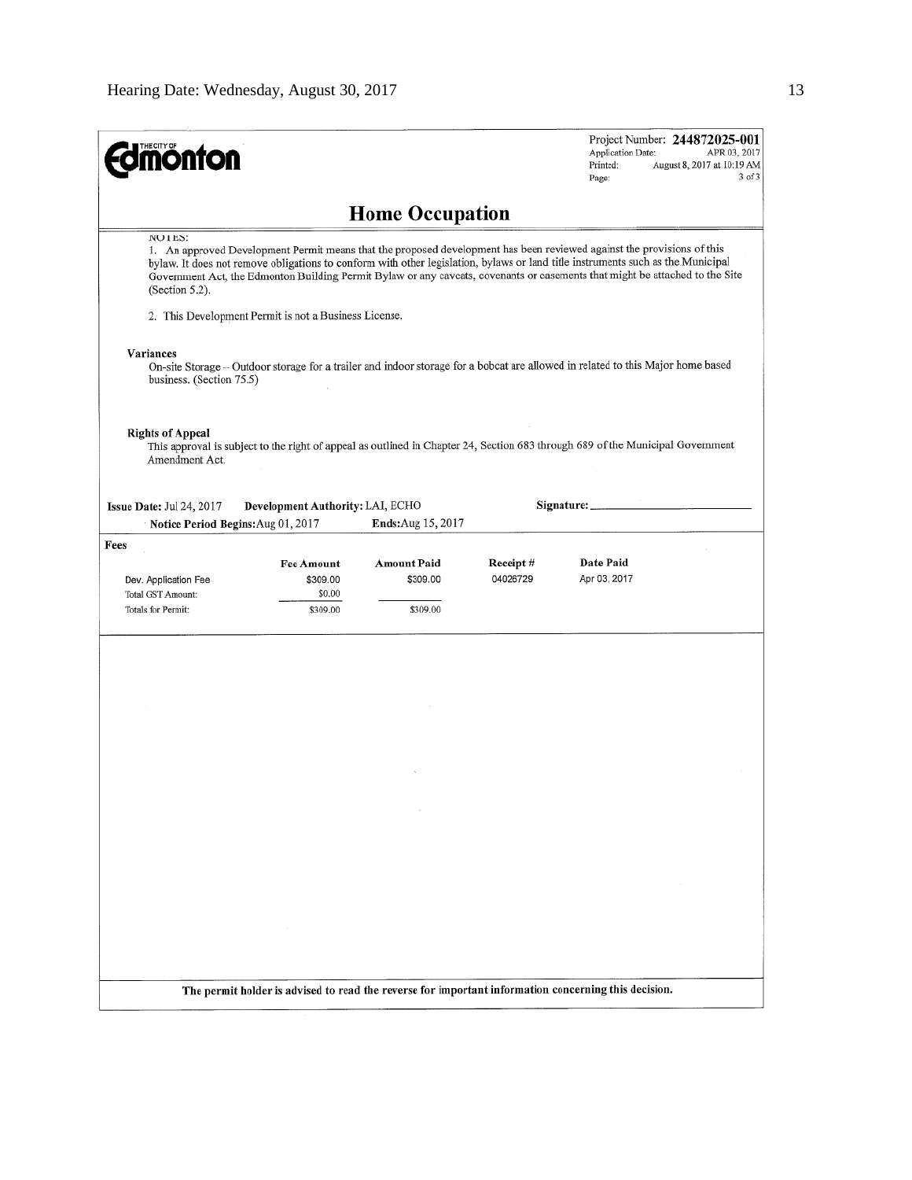THE CITY OF **Edmonton**

Project Number: **244872025-001**
Application Date: APR 03, 2017
Printed: August 8, 2017 at 10:19 AM
Page: 3 of 3

## Home Occupation

NOTES:

1. An approved Development Permit means that the proposed development has been reviewed against the provisions of this bylaw. It does not remove obligations to conform with other legislation, bylaws or land title instruments such as the Municipal Government Act, the Edmonton Building Permit Bylaw or any caveats, covenants or easements that might be attached to the Site (Section 5.2).

2. This Development Permit is not a Business License.

**Variances**

On-site Storage – Outdoor storage for a trailer and indoor storage for a bobcat are allowed in related to this Major home based business. (Section 75.5)

**Rights of Appeal**

This approval is subject to the right of appeal as outlined in Chapter 24, Section 683 through 689 of the Municipal Government Amendment Act.

**Issue Date:** Jul 24, 2017 **Development Authority:** LAI, ECHO **Signature:** ____________________

**Notice Period Begins:** Aug 01, 2017 **Ends:** Aug 15, 2017

**Fees**

| | Fee Amount | Amount Paid | Receipt # | Date Paid |
|---|---|---|---|---|
| Dev. Application Fee | $309.00 | $309.00 | 04026729 | Apr 03, 2017 |
| Total GST Amount: | $0.00 | | | |
| Totals for Permit: | $309.00 | $309.00 | | |

**The permit holder is advised to read the reverse for important information concerning this decision.**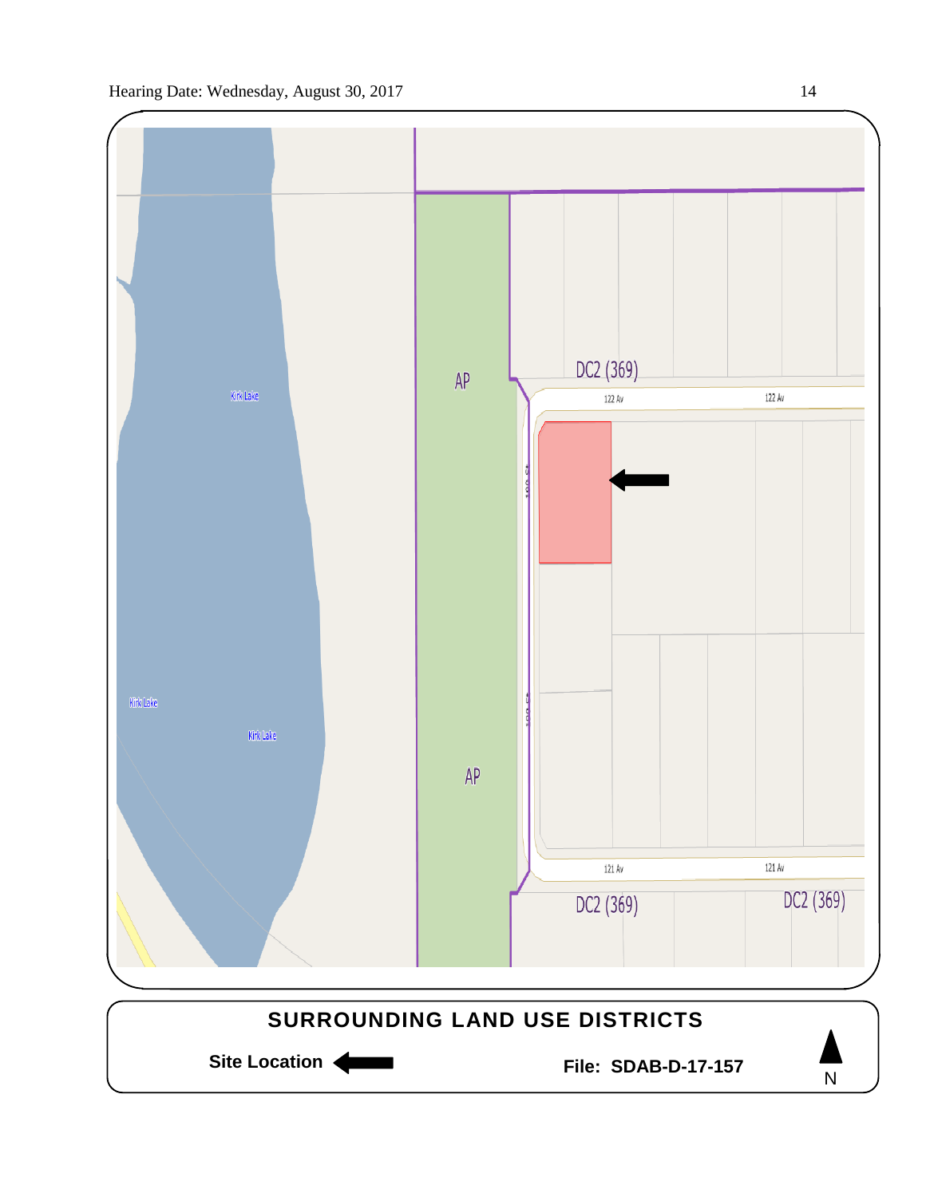Hearing Date: Wednesday, August 30, 2017

AP

AP

DC2 (369)

DC2 (369)

DC2 (369)

122 Av

122 Av

121 Av

121 Av

Kirk Lake

Kirk Lake

Kirk Lake

## SURROUNDING LAND USE DISTRICTS

**Site Location**

**File: SDAB-D-17-157**

N